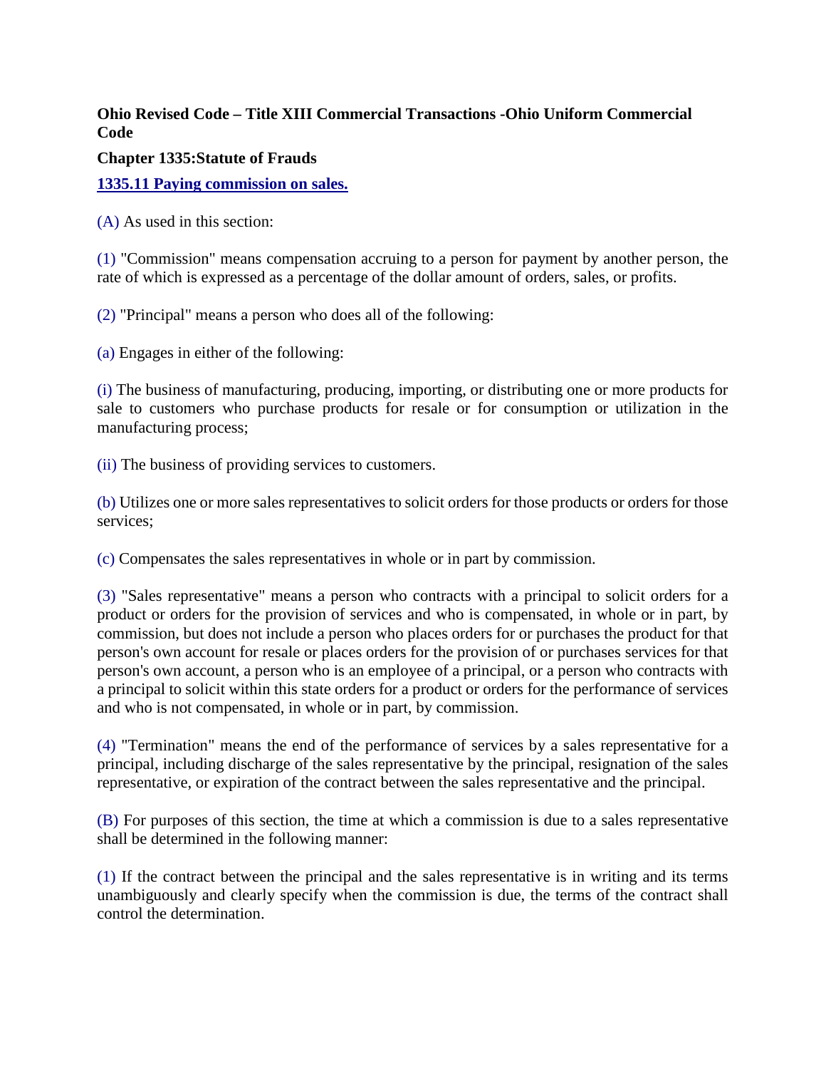**Ohio Revised Code – Title XIII Commercial Transactions -Ohio Uniform Commercial Code**

**Chapter 1335:Statute of Frauds**

**1335.11 Paying commission on sales.**

(A) As used in this section:

(1) "Commission" means compensation accruing to a person for payment by another person, the rate of which is expressed as a percentage of the dollar amount of orders, sales, or profits.

(2) "Principal" means a person who does all of the following:

(a) Engages in either of the following:

(i) The business of manufacturing, producing, importing, or distributing one or more products for sale to customers who purchase products for resale or for consumption or utilization in the manufacturing process;

(ii) The business of providing services to customers.

(b) Utilizes one or more sales representatives to solicit orders for those products or orders for those services;

(c) Compensates the sales representatives in whole or in part by commission.

(3) "Sales representative" means a person who contracts with a principal to solicit orders for a product or orders for the provision of services and who is compensated, in whole or in part, by commission, but does not include a person who places orders for or purchases the product for that person's own account for resale or places orders for the provision of or purchases services for that person's own account, a person who is an employee of a principal, or a person who contracts with a principal to solicit within this state orders for a product or orders for the performance of services and who is not compensated, in whole or in part, by commission.

(4) "Termination" means the end of the performance of services by a sales representative for a principal, including discharge of the sales representative by the principal, resignation of the sales representative, or expiration of the contract between the sales representative and the principal.

(B) For purposes of this section, the time at which a commission is due to a sales representative shall be determined in the following manner:

(1) If the contract between the principal and the sales representative is in writing and its terms unambiguously and clearly specify when the commission is due, the terms of the contract shall control the determination.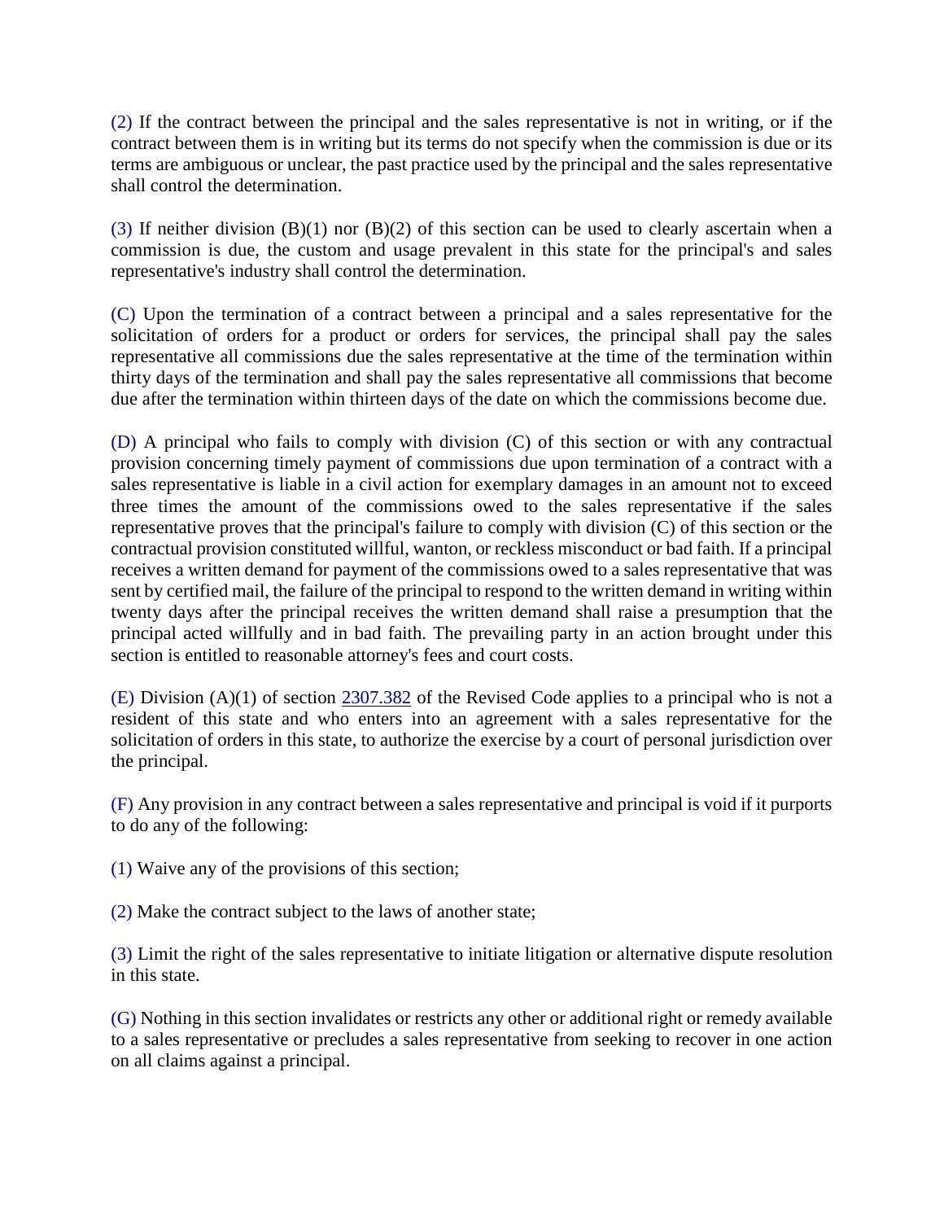(2) If the contract between the principal and the sales representative is not in writing, or if the contract between them is in writing but its terms do not specify when the commission is due or its terms are ambiguous or unclear, the past practice used by the principal and the sales representative shall control the determination.

(3) If neither division (B)(1) nor (B)(2) of this section can be used to clearly ascertain when a commission is due, the custom and usage prevalent in this state for the principal's and sales representative's industry shall control the determination.

(C) Upon the termination of a contract between a principal and a sales representative for the solicitation of orders for a product or orders for services, the principal shall pay the sales representative all commissions due the sales representative at the time of the termination within thirty days of the termination and shall pay the sales representative all commissions that become due after the termination within thirteen days of the date on which the commissions become due.

(D) A principal who fails to comply with division (C) of this section or with any contractual provision concerning timely payment of commissions due upon termination of a contract with a sales representative is liable in a civil action for exemplary damages in an amount not to exceed three times the amount of the commissions owed to the sales representative if the sales representative proves that the principal's failure to comply with division (C) of this section or the contractual provision constituted willful, wanton, or reckless misconduct or bad faith. If a principal receives a written demand for payment of the commissions owed to a sales representative that was sent by certified mail, the failure of the principal to respond to the written demand in writing within twenty days after the principal receives the written demand shall raise a presumption that the principal acted willfully and in bad faith. The prevailing party in an action brought under this section is entitled to reasonable attorney's fees and court costs.

(E) Division (A)(1) of section 2307.382 of the Revised Code applies to a principal who is not a resident of this state and who enters into an agreement with a sales representative for the solicitation of orders in this state, to authorize the exercise by a court of personal jurisdiction over the principal.

(F) Any provision in any contract between a sales representative and principal is void if it purports to do any of the following:

(1) Waive any of the provisions of this section;

(2) Make the contract subject to the laws of another state;

(3) Limit the right of the sales representative to initiate litigation or alternative dispute resolution in this state.

(G) Nothing in this section invalidates or restricts any other or additional right or remedy available to a sales representative or precludes a sales representative from seeking to recover in one action on all claims against a principal.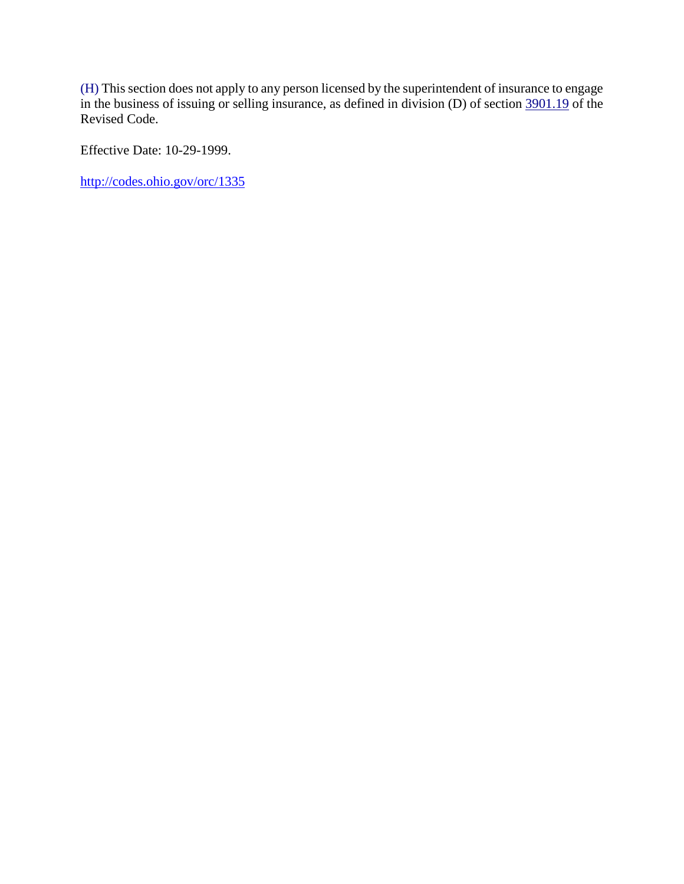(H) This section does not apply to any person licensed by the superintendent of insurance to engage in the business of issuing or selling insurance, as defined in division (D) of section [3901.19](http://codes.ohio.gov/orc/3901.19) of the Revised Code.

Effective Date: 10-29-1999.

[http://codes.ohio.gov/orc/1335](http://codes.ohio.gov/orc/1335)